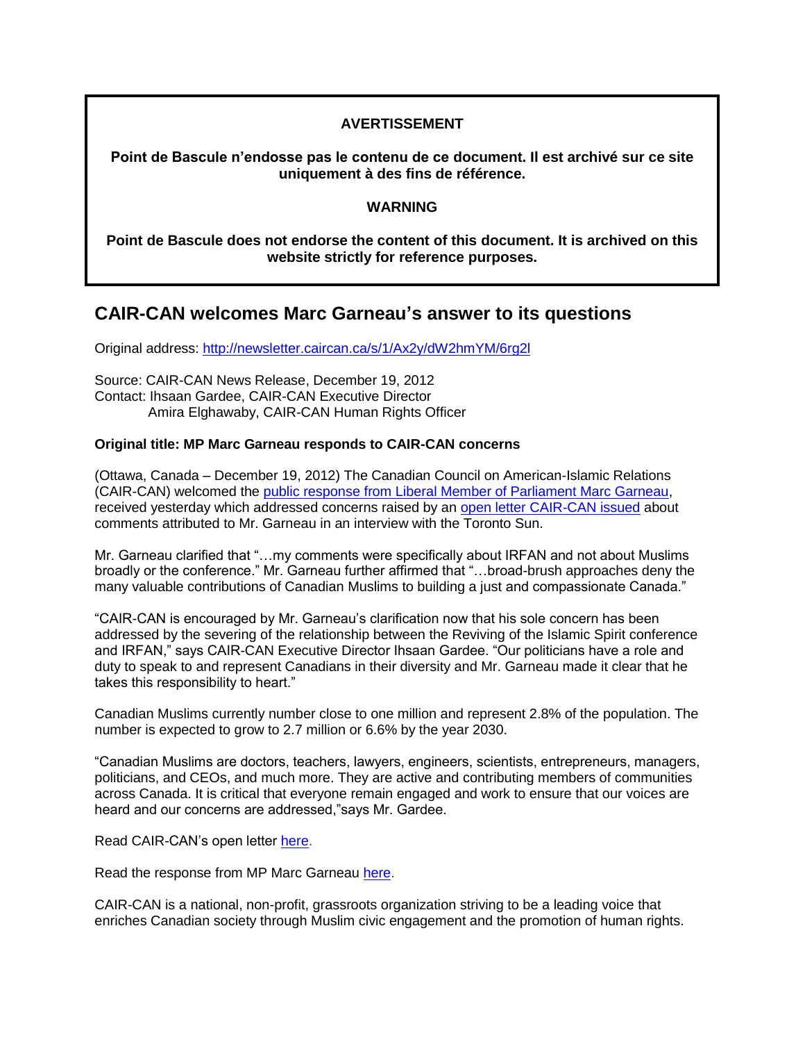**AVERTISSEMENT**

**Point de Bascule n'endosse pas le contenu de ce document. Il est archivé sur ce site uniquement à des fins de référence.**

**WARNING**

**Point de Bascule does not endorse the content of this document. It is archived on this website strictly for reference purposes.**

## CAIR-CAN welcomes Marc Garneau's answer to its questions

Original address: http://newsletter.caircan.ca/s/1/Ax2y/dW2hmYM/6rg2l

Source: CAIR-CAN News Release, December 19, 2012
Contact: Ihsaan Gardee, CAIR-CAN Executive Director
Amira Elghawaby, CAIR-CAN Human Rights Officer

**Original title: MP Marc Garneau responds to CAIR-CAN concerns**

(Ottawa, Canada – December 19, 2012) The Canadian Council on American-Islamic Relations (CAIR-CAN) welcomed the public response from Liberal Member of Parliament Marc Garneau, received yesterday which addressed concerns raised by an open letter CAIR-CAN issued about comments attributed to Mr. Garneau in an interview with the Toronto Sun.

Mr. Garneau clarified that "…my comments were specifically about IRFAN and not about Muslims broadly or the conference." Mr. Garneau further affirmed that "…broad-brush approaches deny the many valuable contributions of Canadian Muslims to building a just and compassionate Canada."

"CAIR-CAN is encouraged by Mr. Garneau's clarification now that his sole concern has been addressed by the severing of the relationship between the Reviving of the Islamic Spirit conference and IRFAN," says CAIR-CAN Executive Director Ihsaan Gardee. "Our politicians have a role and duty to speak to and represent Canadians in their diversity and Mr. Garneau made it clear that he takes this responsibility to heart."

Canadian Muslims currently number close to one million and represent 2.8% of the population. The number is expected to grow to 2.7 million or 6.6% by the year 2030.

"Canadian Muslims are doctors, teachers, lawyers, engineers, scientists, entrepreneurs, managers, politicians, and CEOs, and much more. They are active and contributing members of communities across Canada. It is critical that everyone remain engaged and work to ensure that our voices are heard and our concerns are addressed,"says Mr. Gardee.

Read CAIR-CAN's open letter here.

Read the response from MP Marc Garneau here.

CAIR-CAN is a national, non-profit, grassroots organization striving to be a leading voice that enriches Canadian society through Muslim civic engagement and the promotion of human rights.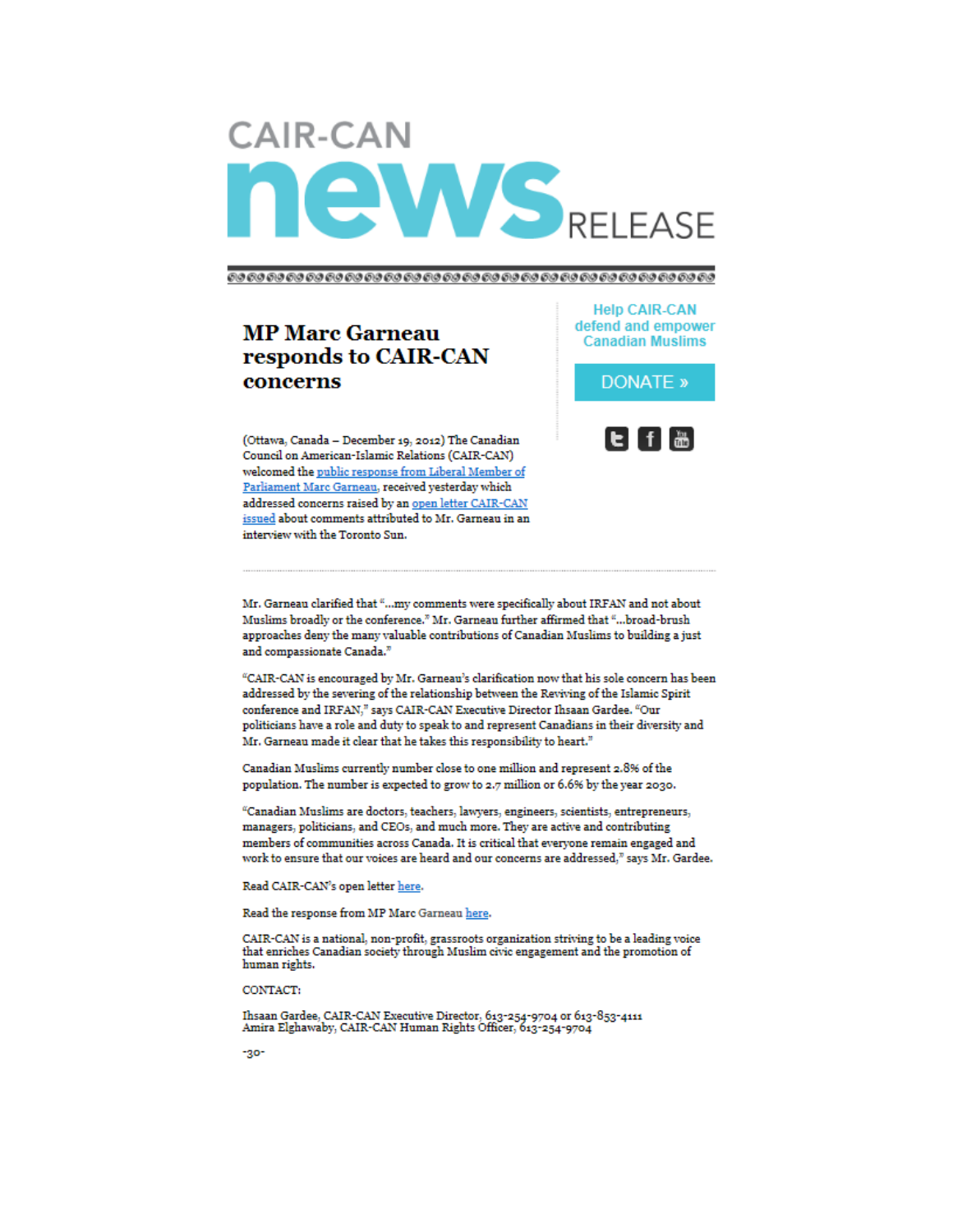CAIR-CAN

news RELEASE

# MP Marc Garneau responds to CAIR-CAN concerns

Help CAIR-CAN defend and empower Canadian Muslims

DONATE »

(Ottawa, Canada – December 19, 2012) The Canadian Council on American-Islamic Relations (CAIR-CAN) welcomed the public response from Liberal Member of Parliament Marc Garneau, received yesterday which addressed concerns raised by an open letter CAIR-CAN issued about comments attributed to Mr. Garneau in an interview with the Toronto Sun.

Mr. Garneau clarified that "...my comments were specifically about IRFAN and not about Muslims broadly or the conference." Mr. Garneau further affirmed that "...broad-brush approaches deny the many valuable contributions of Canadian Muslims to building a just and compassionate Canada."

"CAIR-CAN is encouraged by Mr. Garneau's clarification now that his sole concern has been addressed by the severing of the relationship between the Reviving of the Islamic Spirit conference and IRFAN," says CAIR-CAN Executive Director Ihsaan Gardee. "Our politicians have a role and duty to speak to and represent Canadians in their diversity and Mr. Garneau made it clear that he takes this responsibility to heart."

Canadian Muslims currently number close to one million and represent 2.8% of the population. The number is expected to grow to 2.7 million or 6.6% by the year 2030.

"Canadian Muslims are doctors, teachers, lawyers, engineers, scientists, entrepreneurs, managers, politicians, and CEOs, and much more. They are active and contributing members of communities across Canada. It is critical that everyone remain engaged and work to ensure that our voices are heard and our concerns are addressed," says Mr. Gardee.

Read CAIR-CAN's open letter here.

Read the response from MP Marc Garneau here.

CAIR-CAN is a national, non-profit, grassroots organization striving to be a leading voice that enriches Canadian society through Muslim civic engagement and the promotion of human rights.

CONTACT:

Ihsaan Gardee, CAIR-CAN Executive Director, 613-254-9704 or 613-853-4111
Amira Elghawaby, CAIR-CAN Human Rights Officer, 613-254-9704

-30-